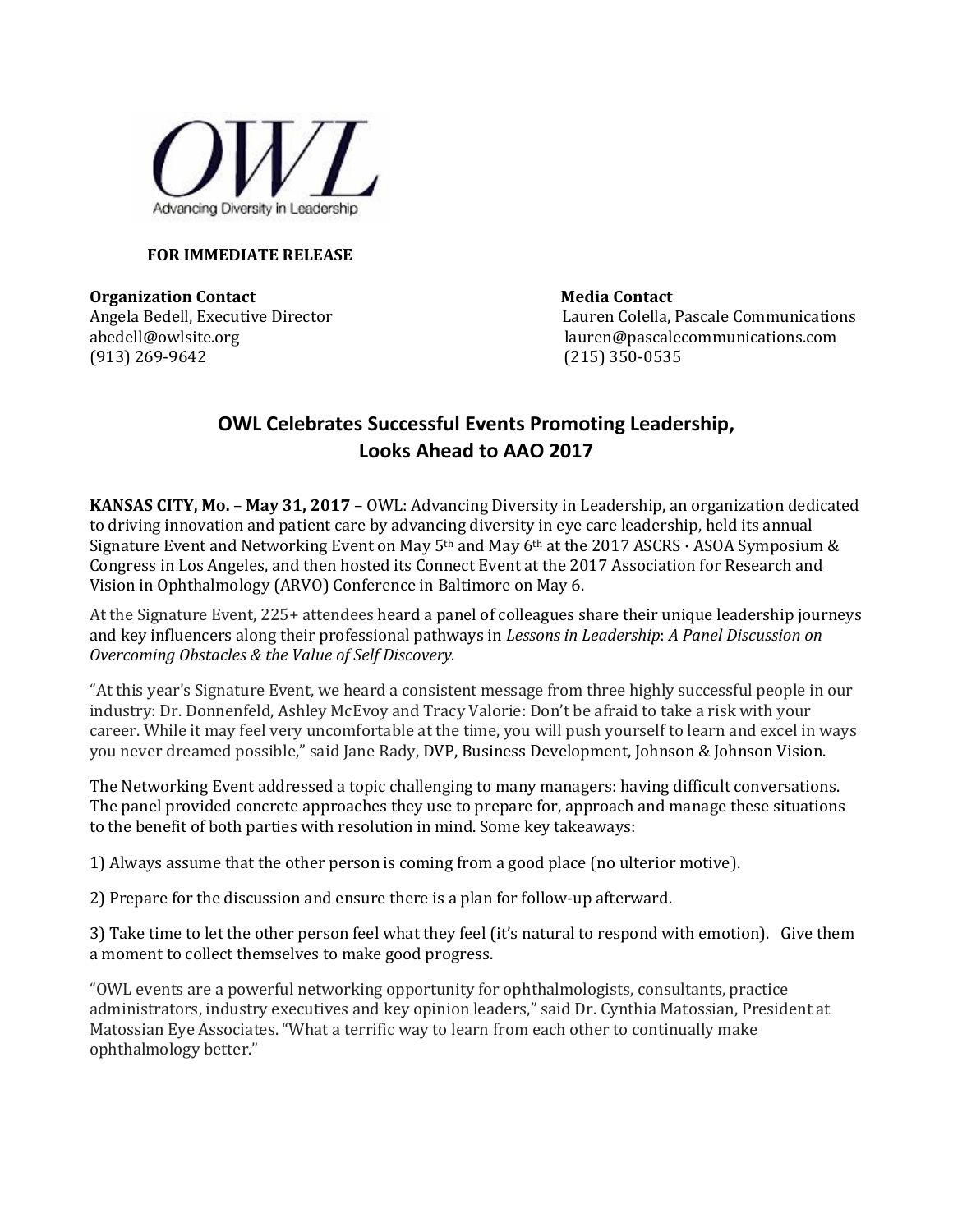OWL

Advancing Diversity in Leadership

**FOR IMMEDIATE RELEASE**

**Organization Contact**
Angela Bedell, Executive Director
abedell@owlsite.org
(913) 269-9642

**Media Contact**
Lauren Colella, Pascale Communications
lauren@pascalecommunications.com
(215) 350-0535

## OWL Celebrates Successful Events Promoting Leadership, Looks Ahead to AAO 2017

**KANSAS CITY, Mo. – May 31, 2017** – OWL: Advancing Diversity in Leadership, an organization dedicated to driving innovation and patient care by advancing diversity in eye care leadership, held its annual Signature Event and Networking Event on May 5th and May 6th at the 2017 ASCRS · ASOA Symposium & Congress in Los Angeles, and then hosted its Connect Event at the 2017 Association for Research and Vision in Ophthalmology (ARVO) Conference in Baltimore on May 6.

At the Signature Event, 225+ attendees heard a panel of colleagues share their unique leadership journeys and key influencers along their professional pathways in *Lessons in Leadership*: *A Panel Discussion on Overcoming Obstacles & the Value of Self Discovery.*

"At this year's Signature Event, we heard a consistent message from three highly successful people in our industry: Dr. Donnenfeld, Ashley McEvoy and Tracy Valorie: Don't be afraid to take a risk with your career. While it may feel very uncomfortable at the time, you will push yourself to learn and excel in ways you never dreamed possible," said Jane Rady, DVP, Business Development, Johnson & Johnson Vision.

The Networking Event addressed a topic challenging to many managers: having difficult conversations. The panel provided concrete approaches they use to prepare for, approach and manage these situations to the benefit of both parties with resolution in mind. Some key takeaways:

1) Always assume that the other person is coming from a good place (no ulterior motive).

2) Prepare for the discussion and ensure there is a plan for follow-up afterward.

3) Take time to let the other person feel what they feel (it's natural to respond with emotion). Give them a moment to collect themselves to make good progress.

"OWL events are a powerful networking opportunity for ophthalmologists, consultants, practice administrators, industry executives and key opinion leaders," said Dr. Cynthia Matossian, President at Matossian Eye Associates. "What a terrific way to learn from each other to continually make ophthalmology better."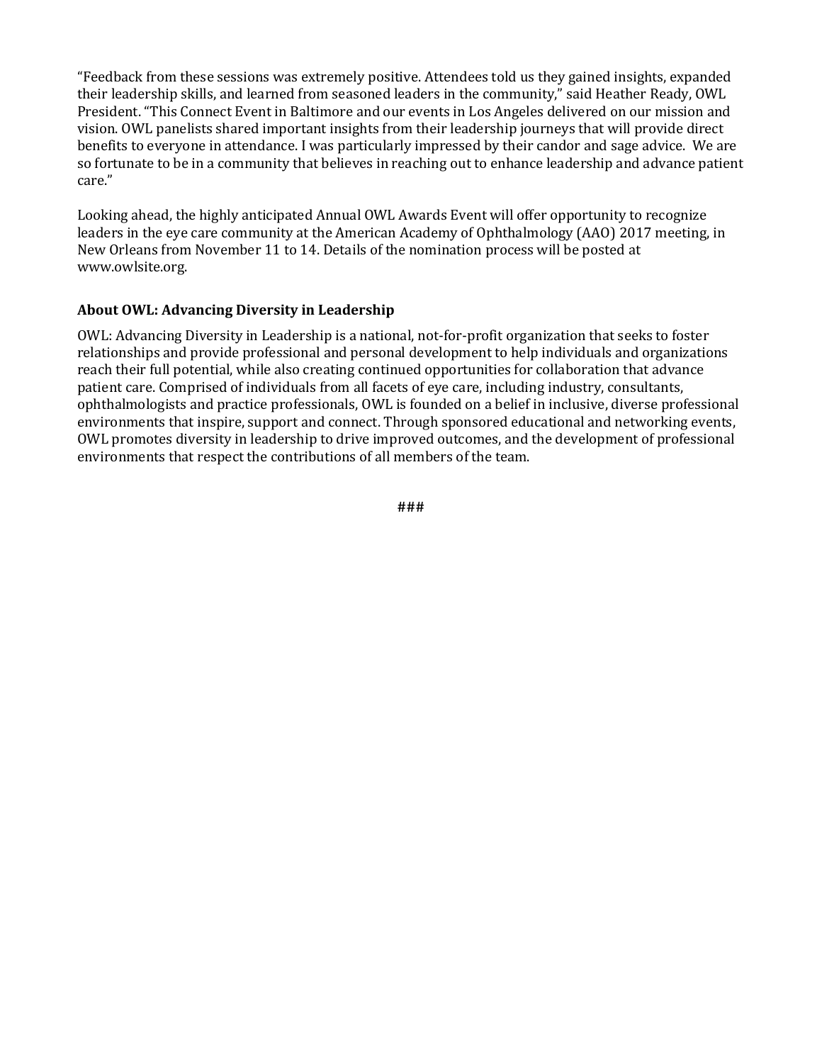"Feedback from these sessions was extremely positive. Attendees told us they gained insights, expanded their leadership skills, and learned from seasoned leaders in the community," said Heather Ready, OWL President. "This Connect Event in Baltimore and our events in Los Angeles delivered on our mission and vision. OWL panelists shared important insights from their leadership journeys that will provide direct benefits to everyone in attendance. I was particularly impressed by their candor and sage advice. We are so fortunate to be in a community that believes in reaching out to enhance leadership and advance patient care."

Looking ahead, the highly anticipated Annual OWL Awards Event will offer opportunity to recognize leaders in the eye care community at the American Academy of Ophthalmology (AAO) 2017 meeting, in New Orleans from November 11 to 14. Details of the nomination process will be posted at www.owlsite.org.

**About OWL: Advancing Diversity in Leadership**

OWL: Advancing Diversity in Leadership is a national, not-for-profit organization that seeks to foster relationships and provide professional and personal development to help individuals and organizations reach their full potential, while also creating continued opportunities for collaboration that advance patient care. Comprised of individuals from all facets of eye care, including industry, consultants, ophthalmologists and practice professionals, OWL is founded on a belief in inclusive, diverse professional environments that inspire, support and connect. Through sponsored educational and networking events, OWL promotes diversity in leadership to drive improved outcomes, and the development of professional environments that respect the contributions of all members of the team.

###